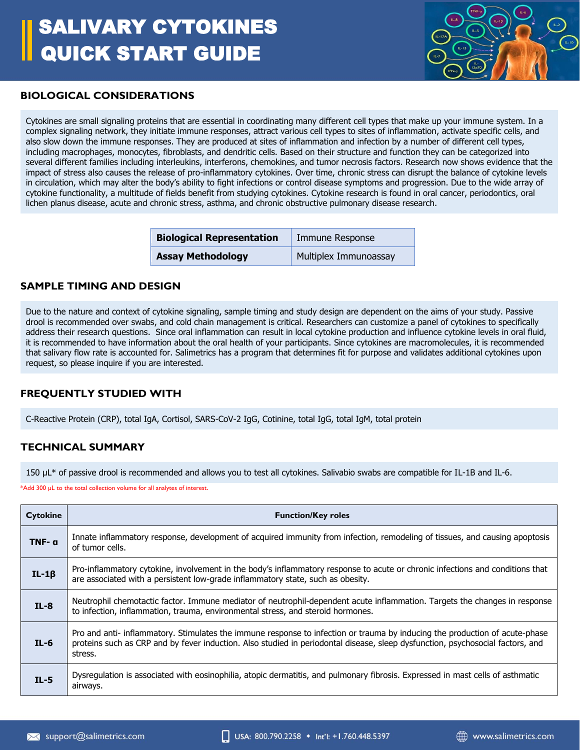# SALIVARY CYTOKINES QUICK START GUIDE

## BIOLOGICAL CONSIDERATIONS

Cytokines are small signaling proteins that are essential in coordinating many different cell types that make up your immune system. In a complex signaling network, they initiate immune responses, attract various cell types to sites of inflammation, activate specific cells, and also slow down the immune responses. They are produced at sites of inflammation and infection by a number of different cell types, including macrophages, monocytes, fibroblasts, and dendritic cells. Based on their structure and function they can be categorized into several different families including interleukins, interferons, chemokines, and tumor necrosis factors. Research now shows evidence that the impact of stress also causes the release of pro-inflammatory cytokines. Over time, chronic stress can disrupt the balance of cytokine levels in circulation, which may alter the body's ability to fight infections or control disease symptoms and progression. Due to the wide array of cytokine functionality, a multitude of fields benefit from studying cytokines. Cytokine research is found in oral cancer, periodontics, oral lichen planus disease, acute and chronic stress, asthma, and chronic obstructive pulmonary disease research.

| | |
|---|---|
| **Biological Representation** | Immune Response |
| **Assay Methodology** | Multiplex Immunoassay |

## SAMPLE TIMING AND DESIGN

Due to the nature and context of cytokine signaling, sample timing and study design are dependent on the aims of your study. Passive drool is recommended over swabs, and cold chain management is critical. Researchers can customize a panel of cytokines to specifically address their research questions. Since oral inflammation can result in local cytokine production and influence cytokine levels in oral fluid, it is recommended to have information about the oral health of your participants. Since cytokines are macromolecules, it is recommended that salivary flow rate is accounted for. Salimetrics has a program that determines fit for purpose and validates additional cytokines upon request, so please inquire if you are interested.

## FREQUENTLY STUDIED WITH

C-Reactive Protein (CRP), total IgA, Cortisol, SARS-CoV-2 IgG, Cotinine, total IgG, total IgM, total protein

## TECHNICAL SUMMARY

150 µL* of passive drool is recommended and allows you to test all cytokines. Salivabio swabs are compatible for IL-1B and IL-6.

*Add 300 µL to the total collection volume for all analytes of interest.

| Cytokine | Function/Key roles |
|---|---|
| **TNF- α** | Innate inflammatory response, development of acquired immunity from infection, remodeling of tissues, and causing apoptosis of tumor cells. |
| **IL-1β** | Pro-inflammatory cytokine, involvement in the body's inflammatory response to acute or chronic infections and conditions that are associated with a persistent low-grade inflammatory state, such as obesity. |
| **IL-8** | Neutrophil chemotactic factor. Immune mediator of neutrophil-dependent acute inflammation. Targets the changes in response to infection, inflammation, trauma, environmental stress, and steroid hormones. |
| **IL-6** | Pro and anti- inflammatory. Stimulates the immune response to infection or trauma by inducing the production of acute-phase proteins such as CRP and by fever induction. Also studied in periodontal disease, sleep dysfunction, psychosocial factors, and stress. |
| **IL-5** | Dysregulation is associated with eosinophilia, atopic dermatitis, and pulmonary fibrosis. Expressed in mast cells of asthmatic airways. |

support@salimetrics.com USA: 800.790.2258 ◆ Int'l: +1.760.448.5397 www.salimetrics.com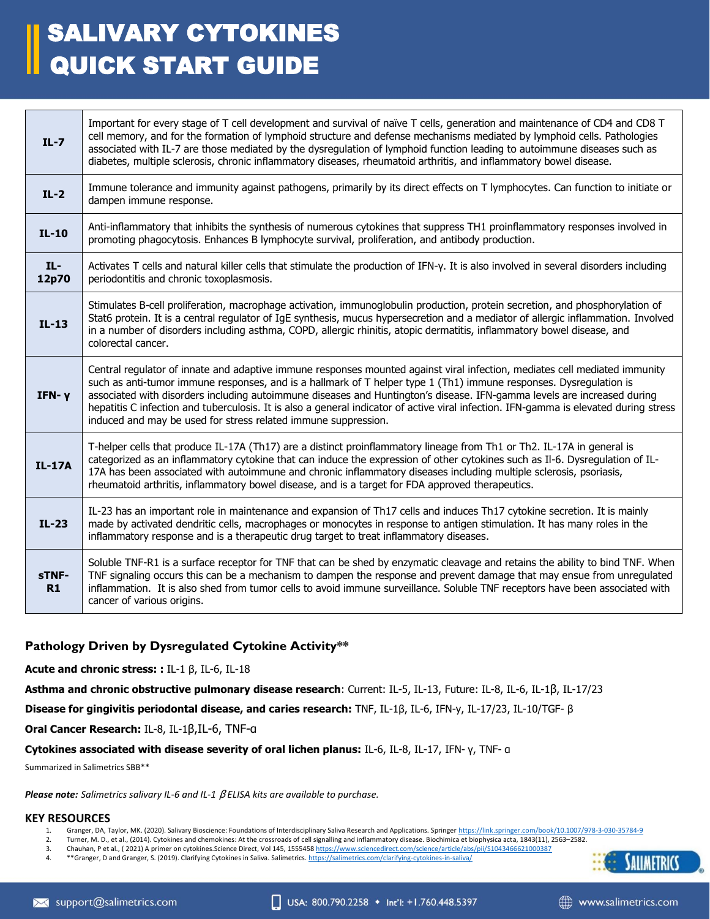# SALIVARY CYTOKINES QUICK START GUIDE

| | |
|---|---|
| **IL-7** | Important for every stage of T cell development and survival of naïve T cells, generation and maintenance of CD4 and CD8 T cell memory, and for the formation of lymphoid structure and defense mechanisms mediated by lymphoid cells. Pathologies associated with IL-7 are those mediated by the dysregulation of lymphoid function leading to autoimmune diseases such as diabetes, multiple sclerosis, chronic inflammatory diseases, rheumatoid arthritis, and inflammatory bowel disease. |
| **IL-2** | Immune tolerance and immunity against pathogens, primarily by its direct effects on T lymphocytes. Can function to initiate or dampen immune response. |
| **IL-10** | Anti-inflammatory that inhibits the synthesis of numerous cytokines that suppress TH1 proinflammatory responses involved in promoting phagocytosis. Enhances B lymphocyte survival, proliferation, and antibody production. |
| **IL-12p70** | Activates T cells and natural killer cells that stimulate the production of IFN-γ. It is also involved in several disorders including periodontitis and chronic toxoplasmosis. |
| **IL-13** | Stimulates B-cell proliferation, macrophage activation, immunoglobulin production, protein secretion, and phosphorylation of Stat6 protein. It is a central regulator of IgE synthesis, mucus hypersecretion and a mediator of allergic inflammation. Involved in a number of disorders including asthma, COPD, allergic rhinitis, atopic dermatitis, inflammatory bowel disease, and colorectal cancer. |
| **IFN- γ** | Central regulator of innate and adaptive immune responses mounted against viral infection, mediates cell mediated immunity such as anti-tumor immune responses, and is a hallmark of T helper type 1 (Th1) immune responses. Dysregulation is associated with disorders including autoimmune diseases and Huntington's disease. IFN-gamma levels are increased during hepatitis C infection and tuberculosis. It is also a general indicator of active viral infection. IFN-gamma is elevated during stress induced and may be used for stress related immune suppression. |
| **IL-17A** | T-helper cells that produce IL-17A (Th17) are a distinct proinflammatory lineage from Th1 or Th2. IL-17A in general is categorized as an inflammatory cytokine that can induce the expression of other cytokines such as Il-6. Dysregulation of IL-17A has been associated with autoimmune and chronic inflammatory diseases including multiple sclerosis, psoriasis, rheumatoid arthritis, inflammatory bowel disease, and is a target for FDA approved therapeutics. |
| **IL-23** | IL-23 has an important role in maintenance and expansion of Th17 cells and induces Th17 cytokine secretion. It is mainly made by activated dendritic cells, macrophages or monocytes in response to antigen stimulation. It has many roles in the inflammatory response and is a therapeutic drug target to treat inflammatory diseases. |
| **sTNF-R1** | Soluble TNF-R1 is a surface receptor for TNF that can be shed by enzymatic cleavage and retains the ability to bind TNF. When TNF signaling occurs this can be a mechanism to dampen the response and prevent damage that may ensue from unregulated inflammation. It is also shed from tumor cells to avoid immune surveillance. Soluble TNF receptors have been associated with cancer of various origins. |

### Pathology Driven by Dysregulated Cytokine Activity**

**Acute and chronic stress: :** IL-1 β, IL-6, IL-18

**Asthma and chronic obstructive pulmonary disease research**: Current: IL-5, IL-13, Future: IL-8, IL-6, IL-1β, IL-17/23

**Disease for gingivitis periodontal disease, and caries research:** TNF, IL-1β, IL-6, IFN-γ, IL-17/23, IL-10/TGF- β

**Oral Cancer Research:** IL-8, IL-1β,IL-6, TNF-α

**Cytokines associated with disease severity of oral lichen planus:** IL-6, IL-8, IL-17, IFN- γ, TNF- α

Summarized in Salimetrics SBB**

***Please note:*** *Salimetrics salivary IL-6 and IL-1 β ELISA kits are available to purchase.*

## KEY RESOURCES

1. Granger, DA, Taylor, MK. (2020). Salivary Bioscience: Foundations of Interdisciplinary Saliva Research and Applications. Springer https://link.springer.com/book/10.1007/978-3-030-35784-9
2. Turner, M. D., et al., (2014). Cytokines and chemokines: At the crossroads of cell signalling and inflammatory disease. Biochimica et biophysica acta, 1843(11), 2563–2582.
3. Chauhan, P et al., ( 2021) A primer on cytokines.Science Direct, Vol 145, 1555458 https://www.sciencedirect.com/science/article/abs/pii/S1043466621000387
4. **Granger, D and Granger, S. (2019). Clarifying Cytokines in Saliva. Salimetrics. https://salimetrics.com/clarifying-cytokines-in-saliva/

support@salimetrics.com USA: 800.790.2258 ◆ Int'l: +1.760.448.5397 www.salimetrics.com